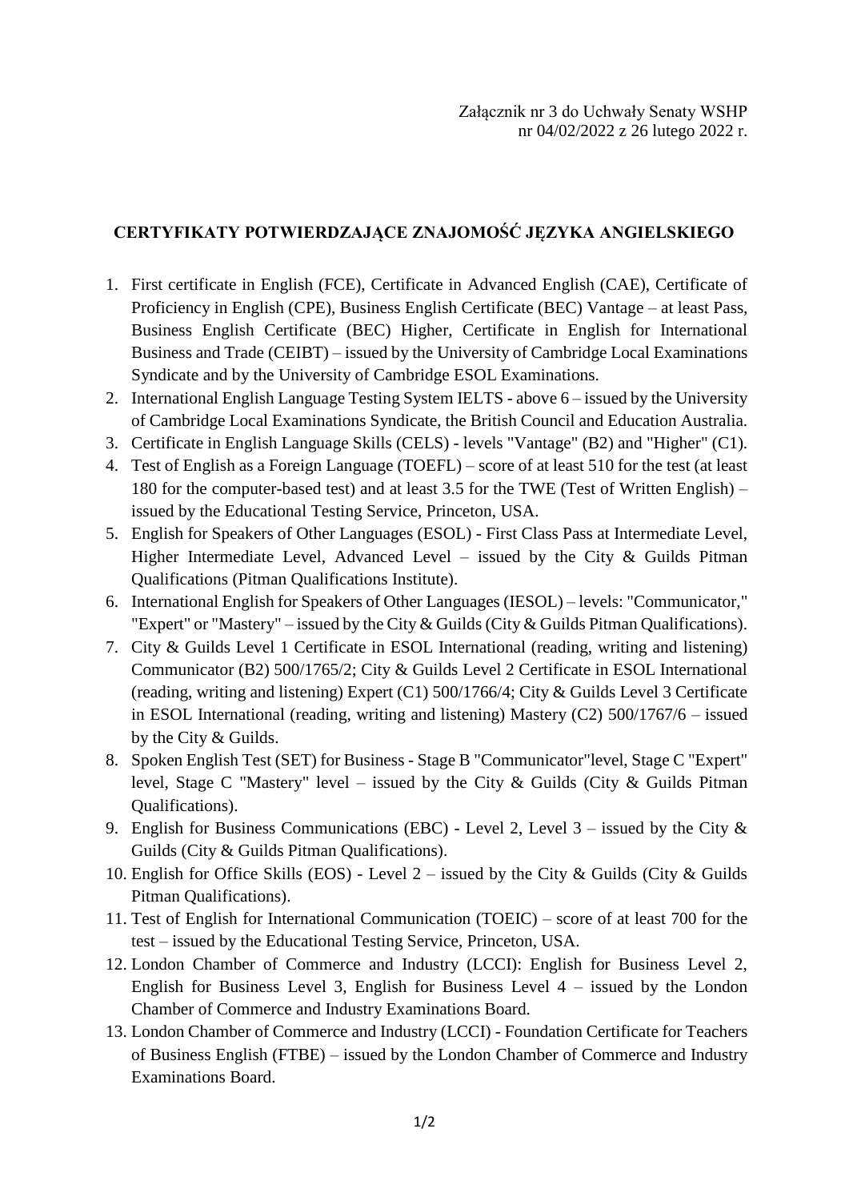Załącznik nr 3 do Uchwały Senaty WSHP
nr 04/02/2022 z 26 lutego 2022 r.

## CERTYFIKATY POTWIERDZAJĄCE ZNAJOMOŚĆ JĘZYKA ANGIELSKIEGO

1. First certificate in English (FCE), Certificate in Advanced English (CAE), Certificate of Proficiency in English (CPE), Business English Certificate (BEC) Vantage – at least Pass, Business English Certificate (BEC) Higher, Certificate in English for International Business and Trade (CEIBT) – issued by the University of Cambridge Local Examinations Syndicate and by the University of Cambridge ESOL Examinations.
2. International English Language Testing System IELTS - above 6 – issued by the University of Cambridge Local Examinations Syndicate, the British Council and Education Australia.
3. Certificate in English Language Skills (CELS) - levels "Vantage" (B2) and "Higher" (C1).
4. Test of English as a Foreign Language (TOEFL) – score of at least 510 for the test (at least 180 for the computer-based test) and at least 3.5 for the TWE (Test of Written English) – issued by the Educational Testing Service, Princeton, USA.
5. English for Speakers of Other Languages (ESOL) - First Class Pass at Intermediate Level, Higher Intermediate Level, Advanced Level – issued by the City & Guilds Pitman Qualifications (Pitman Qualifications Institute).
6. International English for Speakers of Other Languages (IESOL) – levels: "Communicator," "Expert" or "Mastery" – issued by the City & Guilds (City & Guilds Pitman Qualifications).
7. City & Guilds Level 1 Certificate in ESOL International (reading, writing and listening) Communicator (B2) 500/1765/2; City & Guilds Level 2 Certificate in ESOL International (reading, writing and listening) Expert (C1) 500/1766/4; City & Guilds Level 3 Certificate in ESOL International (reading, writing and listening) Mastery (C2) 500/1767/6 – issued by the City & Guilds.
8. Spoken English Test (SET) for Business - Stage B "Communicator"level, Stage C "Expert" level, Stage C "Mastery" level – issued by the City & Guilds (City & Guilds Pitman Qualifications).
9. English for Business Communications (EBC) - Level 2, Level 3 – issued by the City & Guilds (City & Guilds Pitman Qualifications).
10. English for Office Skills (EOS) - Level 2 – issued by the City & Guilds (City & Guilds Pitman Qualifications).
11. Test of English for International Communication (TOEIC) – score of at least 700 for the test – issued by the Educational Testing Service, Princeton, USA.
12. London Chamber of Commerce and Industry (LCCI): English for Business Level 2, English for Business Level 3, English for Business Level 4 – issued by the London Chamber of Commerce and Industry Examinations Board.
13. London Chamber of Commerce and Industry (LCCI) - Foundation Certificate for Teachers of Business English (FTBE) – issued by the London Chamber of Commerce and Industry Examinations Board.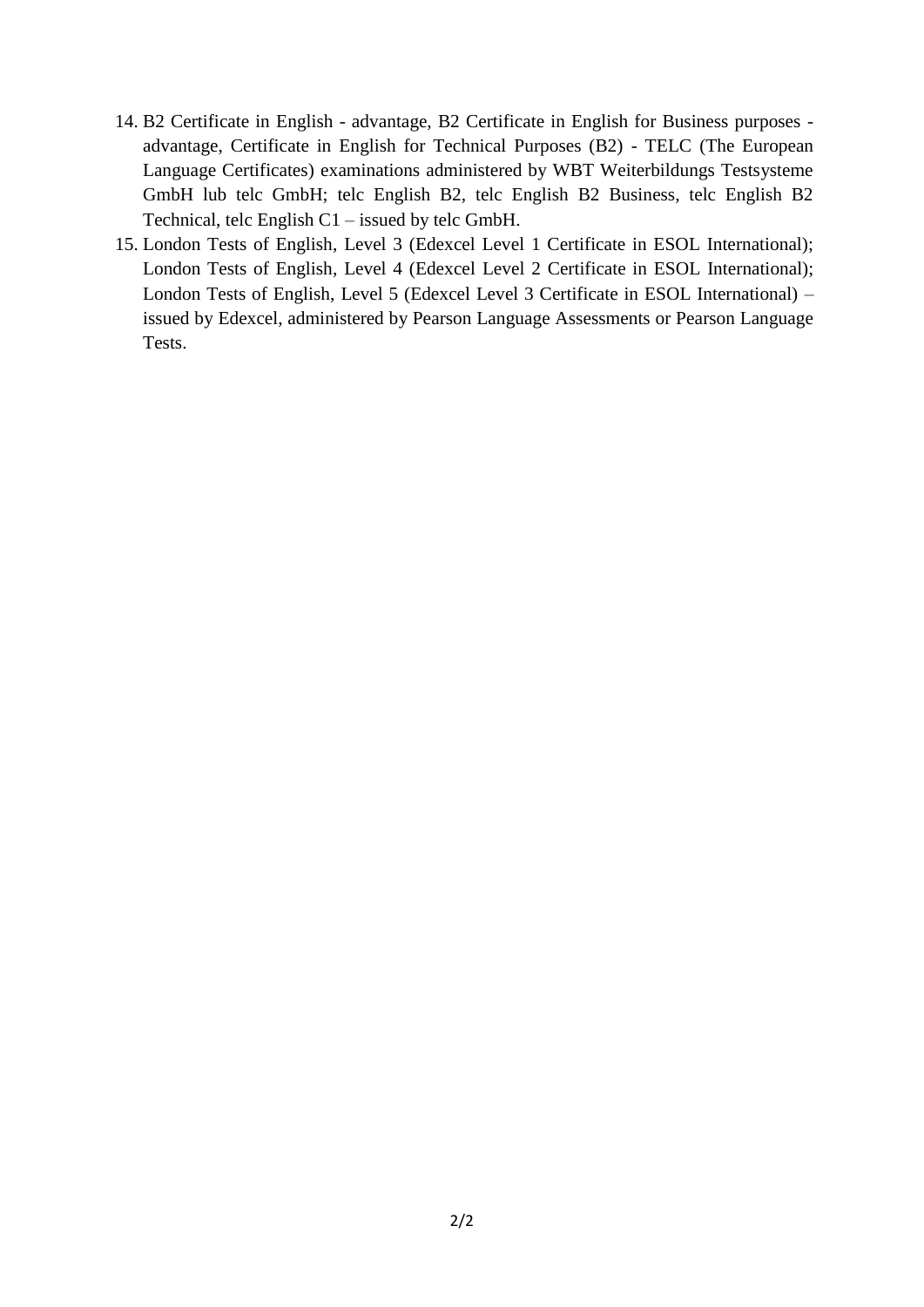14. B2 Certificate in English - advantage, B2 Certificate in English for Business purposes - advantage, Certificate in English for Technical Purposes (B2) - TELC (The European Language Certificates) examinations administered by WBT Weiterbildungs Testsysteme GmbH lub telc GmbH; telc English B2, telc English B2 Business, telc English B2 Technical, telc English C1 – issued by telc GmbH.
15. London Tests of English, Level 3 (Edexcel Level 1 Certificate in ESOL International); London Tests of English, Level 4 (Edexcel Level 2 Certificate in ESOL International); London Tests of English, Level 5 (Edexcel Level 3 Certificate in ESOL International) – issued by Edexcel, administered by Pearson Language Assessments or Pearson Language Tests.